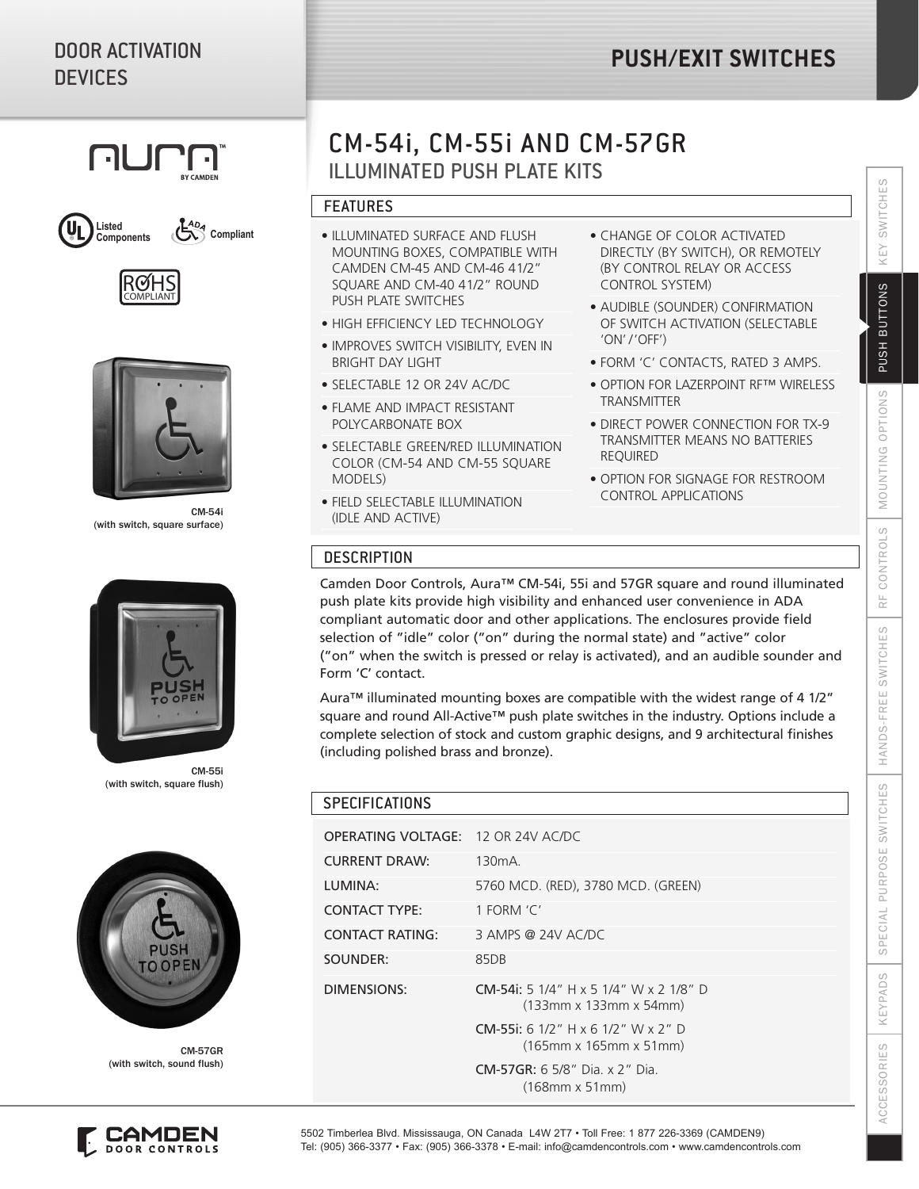DOOR ACTIVATION DEVICES

# PUSH/EXIT SWITCHES

aura™ BY CAMDEN

Listed Components · ADA Compliant · RoHS COMPLIANT

CM-54i
(with switch, square surface)

CM-55i
(with switch, square flush)

CM-57GR
(with switch, sound flush)

## CM-54i, CM-55i AND CM-57GR
## ILLUMINATED PUSH PLATE KITS

### FEATURES

- ILLUMINATED SURFACE AND FLUSH MOUNTING BOXES, COMPATIBLE WITH CAMDEN CM-45 AND CM-46 41/2" SQUARE AND CM-40 41/2" ROUND PUSH PLATE SWITCHES
- HIGH EFFICIENCY LED TECHNOLOGY
- IMPROVES SWITCH VISIBILITY, EVEN IN BRIGHT DAY LIGHT
- SELECTABLE 12 OR 24V AC/DC
- FLAME AND IMPACT RESISTANT POLYCARBONATE BOX
- SELECTABLE GREEN/RED ILLUMINATION COLOR (CM-54 AND CM-55 SQUARE MODELS)
- FIELD SELECTABLE ILLUMINATION (IDLE AND ACTIVE)
- CHANGE OF COLOR ACTIVATED DIRECTLY (BY SWITCH), OR REMOTELY (BY CONTROL RELAY OR ACCESS CONTROL SYSTEM)
- AUDIBLE (SOUNDER) CONFIRMATION OF SWITCH ACTIVATION (SELECTABLE 'ON'/'OFF')
- FORM 'C' CONTACTS, RATED 3 AMPS.
- OPTION FOR LAZERPOINT RF™ WIRELESS TRANSMITTER
- DIRECT POWER CONNECTION FOR TX-9 TRANSMITTER MEANS NO BATTERIES REQUIRED
- OPTION FOR SIGNAGE FOR RESTROOM CONTROL APPLICATIONS

### DESCRIPTION

Camden Door Controls, Aura™ CM-54i, 55i and 57GR square and round illuminated push plate kits provide high visibility and enhanced user convenience in ADA compliant automatic door and other applications. The enclosures provide field selection of "idle" color ("on" during the normal state) and "active" color ("on" when the switch is pressed or relay is activated), and an audible sounder and Form 'C' contact.

Aura™ illuminated mounting boxes are compatible with the widest range of 4 1/2" square and round All-Active™ push plate switches in the industry. Options include a complete selection of stock and custom graphic designs, and 9 architectural finishes (including polished brass and bronze).

### SPECIFICATIONS

| | |
|---|---|
| OPERATING VOLTAGE: | 12 OR 24V AC/DC |
| CURRENT DRAW: | 130mA. |
| LUMINA: | 5760 MCD. (RED), 3780 MCD. (GREEN) |
| CONTACT TYPE: | 1 FORM 'C' |
| CONTACT RATING: | 3 AMPS @ 24V AC/DC |
| SOUNDER: | 85DB |
| DIMENSIONS: | **CM-54i:** 5 1/4" H x 5 1/4" W x 2 1/8" D (133mm x 133mm x 54mm) |
| | **CM-55i:** 6 1/2" H x 6 1/2" W x 2" D (165mm x 165mm x 51mm) |
| | **CM-57GR:** 6 5/8" Dia. x 2" Dia. (168mm x 51mm) |

KEY SWITCHES | PUSH BUTTONS | MOUNTING OPTIONS | RF CONTROLS | HANDS-FREE SWITCHES | SPECIAL PURPOSE SWITCHES | KEYPADS | ACCESSORIES

CAMDEN DOOR CONTROLS

5502 Timberlea Blvd. Mississauga, ON Canada L4W 2T7 • Toll Free: 1 877 226-3369 (CAMDEN9)
Tel: (905) 366-3377 • Fax: (905) 366-3378 • E-mail: info@camdencontrols.com • www.camdencontrols.com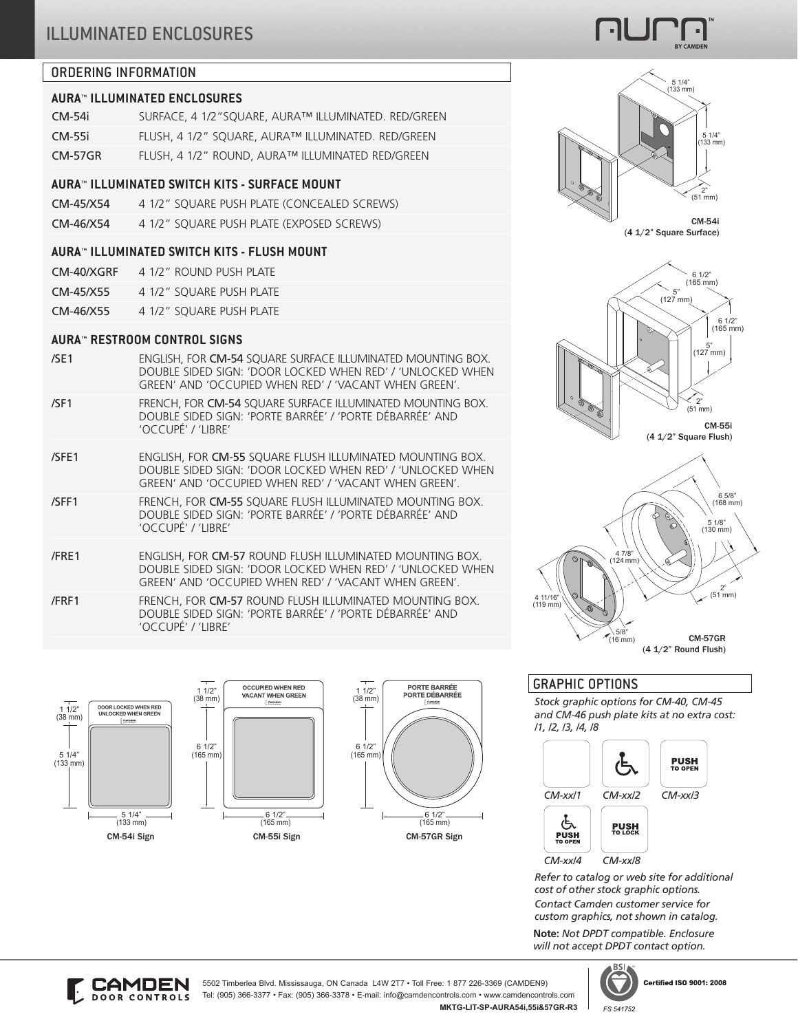# ILLUMINATED ENCLOSURES

## ORDERING INFORMATION

### AURA™ ILLUMINATED ENCLOSURES

| | |
|---|---|
| CM-54i | SURFACE, 4 1/2"SQUARE, AURA™ ILLUMINATED. RED/GREEN |
| CM-55i | FLUSH, 4 1/2" SQUARE, AURA™ ILLUMINATED. RED/GREEN |
| CM-57GR | FLUSH, 4 1/2" ROUND, AURA™ ILLUMINATED RED/GREEN |

### AURA™ ILLUMINATED SWITCH KITS - SURFACE MOUNT

| | |
|---|---|
| CM-45/X54 | 4 1/2" SQUARE PUSH PLATE (CONCEALED SCREWS) |
| CM-46/X54 | 4 1/2" SQUARE PUSH PLATE (EXPOSED SCREWS) |

### AURA™ ILLUMINATED SWITCH KITS - FLUSH MOUNT

| | |
|---|---|
| CM-40/XGRF | 4 1/2" ROUND PUSH PLATE |
| CM-45/X55 | 4 1/2" SQUARE PUSH PLATE |
| CM-46/X55 | 4 1/2" SQUARE PUSH PLATE |

### AURA™ RESTROOM CONTROL SIGNS

| | |
|---|---|
| /SE1 | ENGLISH, FOR CM-54 SQUARE SURFACE ILLUMINATED MOUNTING BOX. DOUBLE SIDED SIGN: 'DOOR LOCKED WHEN RED' / 'UNLOCKED WHEN GREEN' AND 'OCCUPIED WHEN RED' / 'VACANT WHEN GREEN'. |
| /SF1 | FRENCH, FOR CM-54 SQUARE SURFACE ILLUMINATED MOUNTING BOX. DOUBLE SIDED SIGN: 'PORTE BARRÉE' / 'PORTE DÉBARRÉE' AND 'OCCUPÉ' / 'LIBRE' |
| /SFE1 | ENGLISH, FOR CM-55 SQUARE FLUSH ILLUMINATED MOUNTING BOX. DOUBLE SIDED SIGN: 'DOOR LOCKED WHEN RED' / 'UNLOCKED WHEN GREEN' AND 'OCCUPIED WHEN RED' / 'VACANT WHEN GREEN'. |
| /SFF1 | FRENCH, FOR CM-55 SQUARE FLUSH ILLUMINATED MOUNTING BOX. DOUBLE SIDED SIGN: 'PORTE BARRÉE' / 'PORTE DÉBARRÉE' AND 'OCCUPÉ' / 'LIBRE' |
| /FRE1 | ENGLISH, FOR CM-57 ROUND FLUSH ILLUMINATED MOUNTING BOX. DOUBLE SIDED SIGN: 'DOOR LOCKED WHEN RED' / 'UNLOCKED WHEN GREEN' AND 'OCCUPIED WHEN RED' / 'VACANT WHEN GREEN'. |
| /FRF1 | FRENCH, FOR CM-57 ROUND FLUSH ILLUMINATED MOUNTING BOX. DOUBLE SIDED SIGN: 'PORTE BARRÉE' / 'PORTE DÉBARRÉE' AND 'OCCUPÉ' / 'LIBRE' |

5 1/4" (133 mm)
5 1/4" (133 mm)
2" (51 mm)
**CM-54i**
**(4 1/2" Square Surface)**

6 1/2" (165 mm)
5" (127 mm)
6 1/2" (165 mm)
5" (127 mm)
2" (51 mm)
**CM-55i**
**(4 1/2" Square Flush)**

6 5/8" (168 mm)
5 1/8" (130 mm)
4 7/8" (124 mm)
2" (51 mm)
4 11/16" (119 mm)
5/8" (16 mm)
**CM-57GR**
**(4 1/2" Round Flush)**

DOOR LOCKED WHEN RED
UNLOCKED WHEN GREEN
1 1/2" (38 mm)
5 1/4" (133 mm)
5 1/4" (133 mm)
CM-54i Sign

OCCUPIED WHEN RED
VACANT WHEN GREEN
1 1/2" (38 mm)
6 1/2" (165 mm)
6 1/2" (165 mm)
CM-55i Sign

PORTE BARRÉE
PORTE DÉBARRÉE
1 1/2" (38 mm)
6 1/2" (165 mm)
6 1/2" (165 mm)
CM-57GR Sign

## GRAPHIC OPTIONS

*Stock graphic options for CM-40, CM-45 and CM-46 push plate kits at no extra cost: /1, /2, /3, /4, /8*

*CM-xx/1* *CM-xx/2* PUSH TO OPEN *CM-xx/3*

PUSH TO OPEN *CM-xx/4* PUSH TO LOCK *CM-xx/8*

*Refer to catalog or web site for additional cost of other stock graphic options.*

*Contact Camden customer service for custom graphics, not shown in catalog.*

**Note:** *Not DPDT compatible. Enclosure will not accept DPDT contact option.*

5502 Timberlea Blvd. Mississauga, ON Canada L4W 2T7 • Toll Free: 1 877 226-3369 (CAMDEN9)
Tel: (905) 366-3377 • Fax: (905) 366-3378 • E-mail: info@camdencontrols.com • www.camdencontrols.com
MKTG-LIT-SP-AURA54i,55i&57GR-R3

Certified ISO 9001: 2008
FS 541752